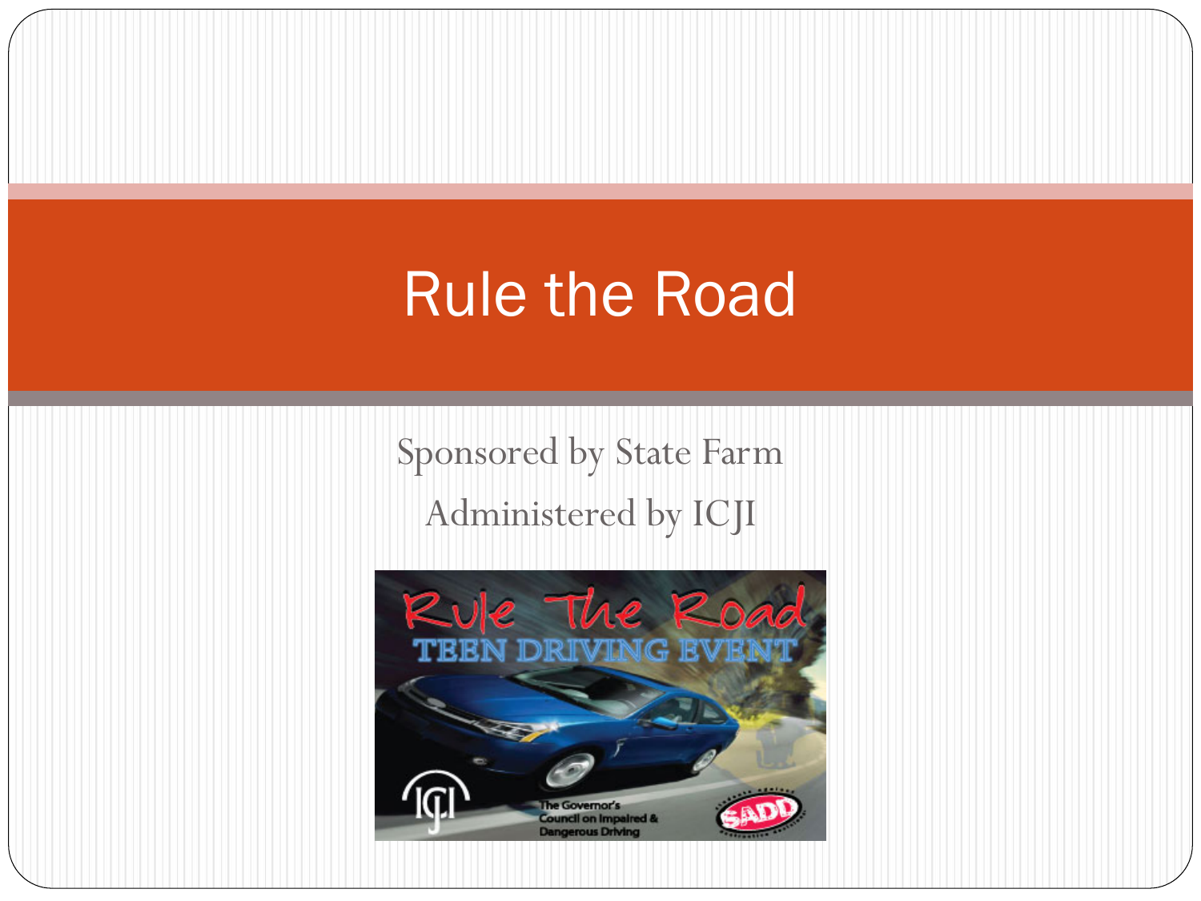# Rule the Road

Sponsored by State Farm

Administered by ICJI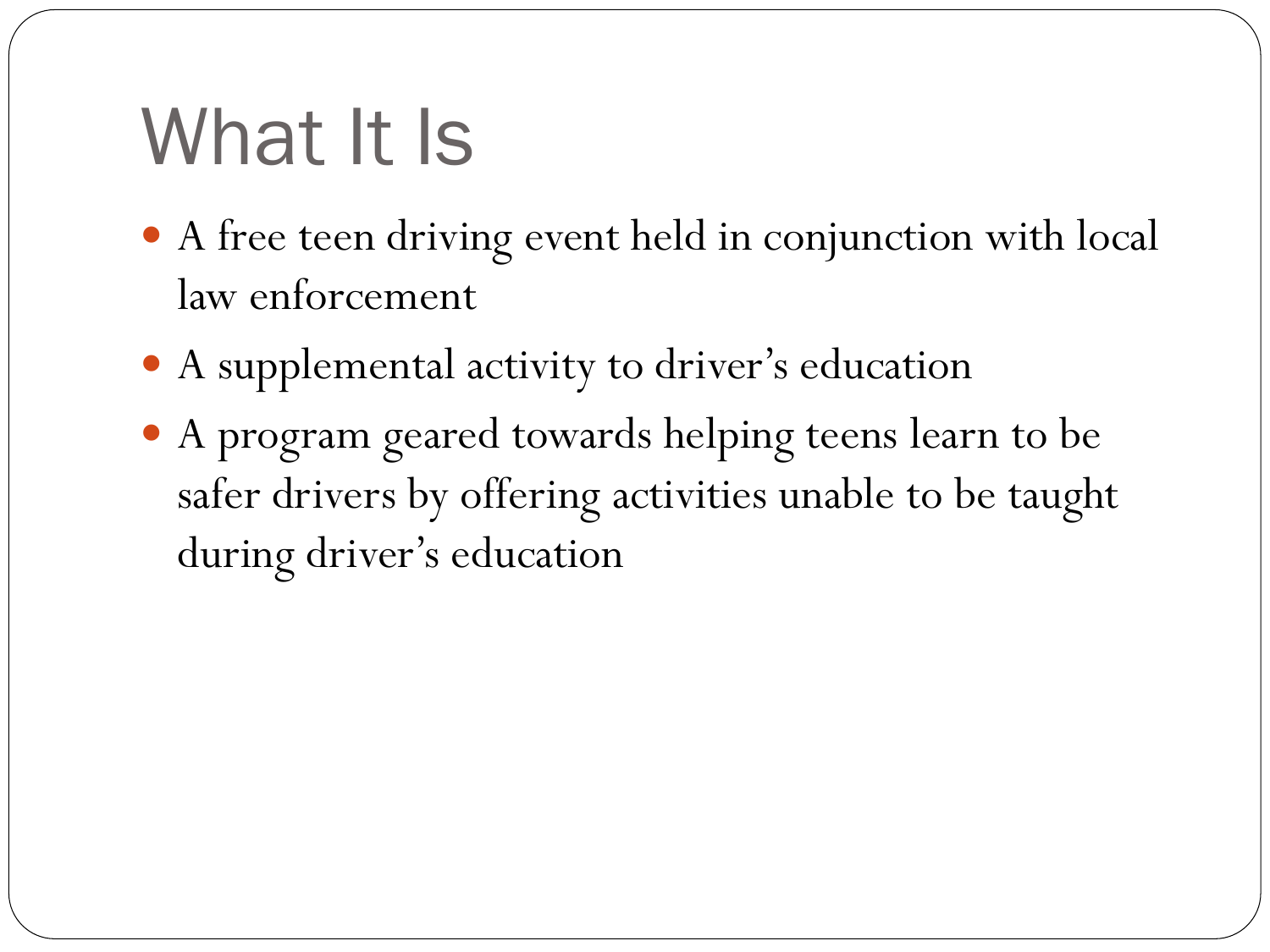# What It Is

- A free teen driving event held in conjunction with local law enforcement
- A supplemental activity to driver's education
- A program geared towards helping teens learn to be safer drivers by offering activities unable to be taught during driver's education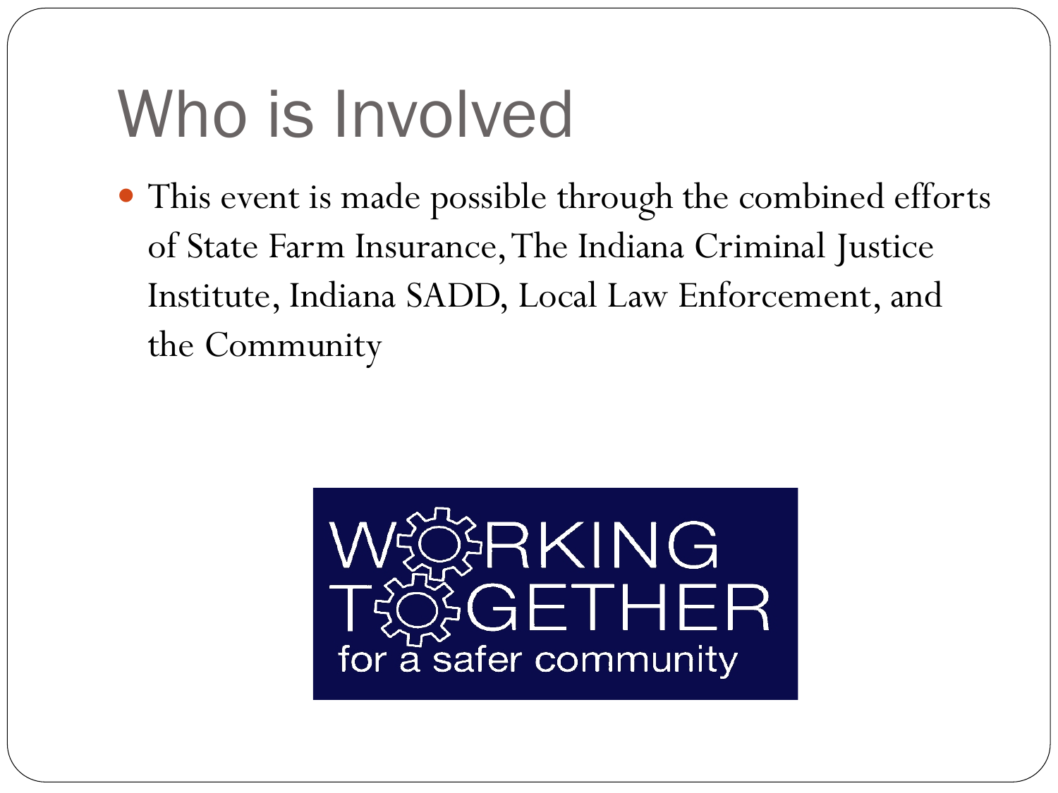# Who is Involved

- This event is made possible through the combined efforts of State Farm Insurance, The Indiana Criminal Justice Institute, Indiana SADD, Local Law Enforcement, and the Community

WORKING TOGETHER for a safer community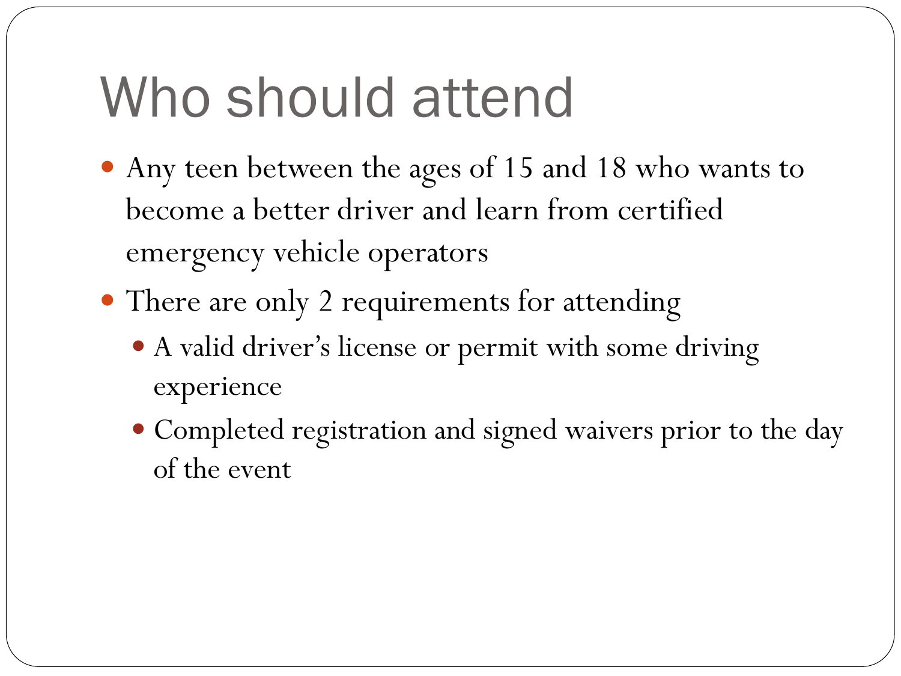# Who should attend

- Any teen between the ages of 15 and 18 who wants to become a better driver and learn from certified emergency vehicle operators
- There are only 2 requirements for attending
  - A valid driver's license or permit with some driving experience
  - Completed registration and signed waivers prior to the day of the event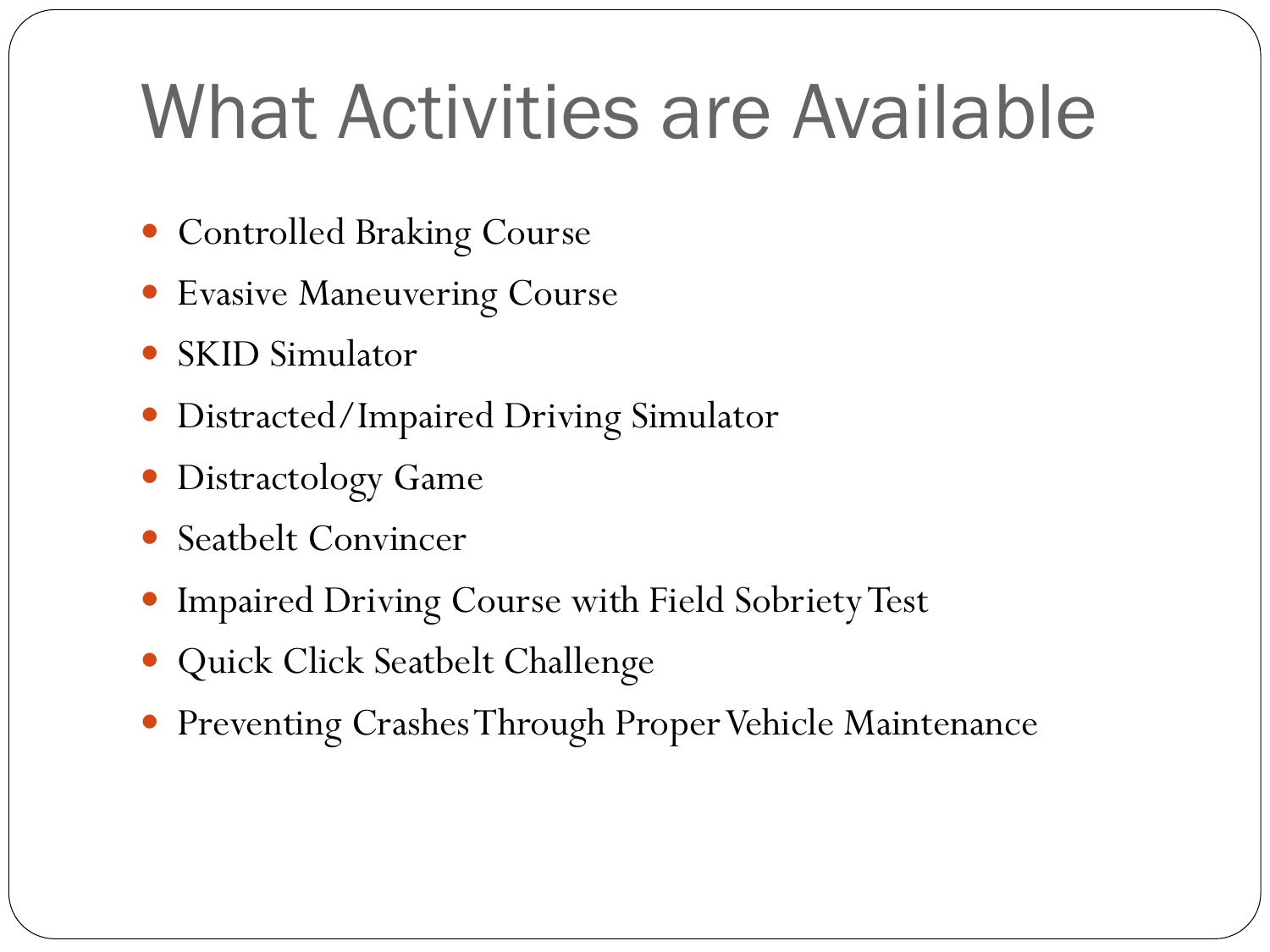# What Activities are Available

- Controlled Braking Course
- Evasive Maneuvering Course
- SKID Simulator
- Distracted/Impaired Driving Simulator
- Distractology Game
- Seatbelt Convincer
- Impaired Driving Course with Field Sobriety Test
- Quick Click Seatbelt Challenge
- Preventing Crashes Through Proper Vehicle Maintenance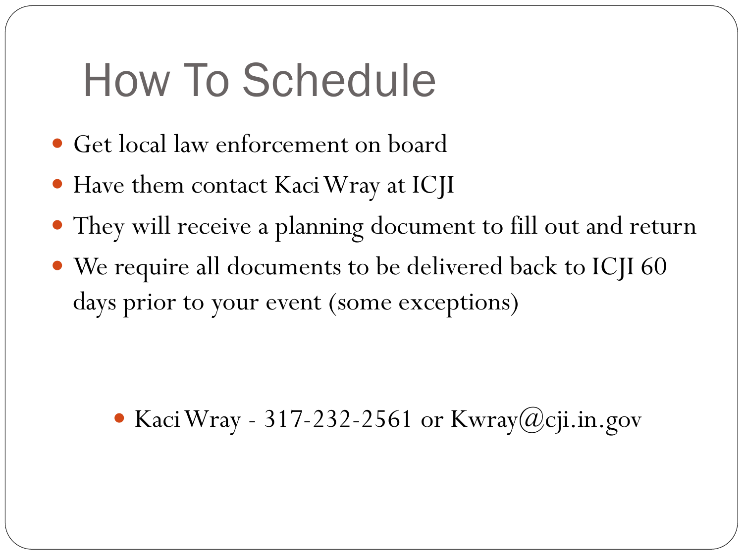# How To Schedule

- Get local law enforcement on board
- Have them contact Kaci Wray at ICJI
- They will receive a planning document to fill out and return
- We require all documents to be delivered back to ICJI 60 days prior to your event (some exceptions)

- Kaci Wray - 317-232-2561 or Kwray@cji.in.gov